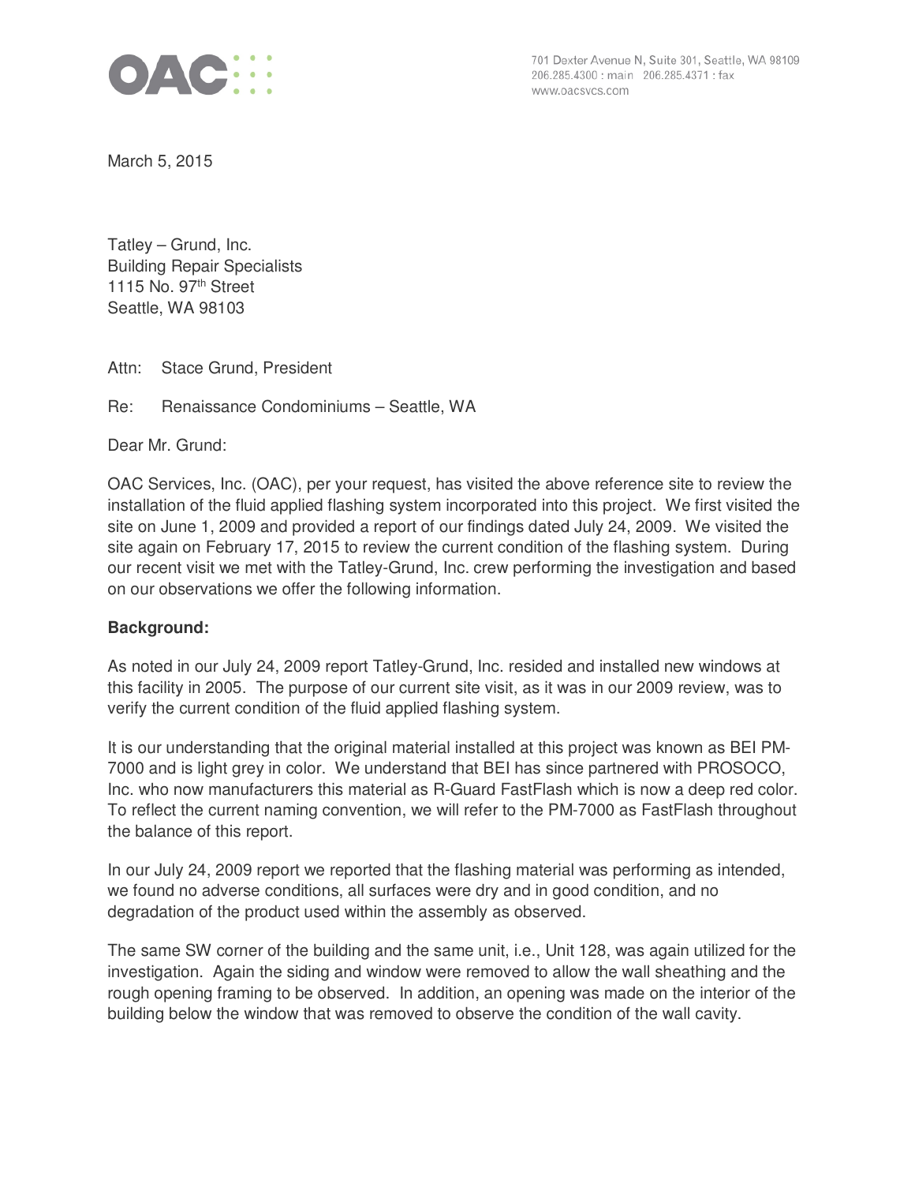OAC

701 Dexter Avenue N, Suite 301, Seattle, WA 98109
206.285.4300 : main 206.285.4371 : fax
www.oacsvcs.com

March 5, 2015

Tatley – Grund, Inc.
Building Repair Specialists
1115 No. 97th Street
Seattle, WA 98103

Attn: Stace Grund, President

Re: Renaissance Condominiums – Seattle, WA

Dear Mr. Grund:

OAC Services, Inc. (OAC), per your request, has visited the above reference site to review the installation of the fluid applied flashing system incorporated into this project. We first visited the site on June 1, 2009 and provided a report of our findings dated July 24, 2009. We visited the site again on February 17, 2015 to review the current condition of the flashing system. During our recent visit we met with the Tatley-Grund, Inc. crew performing the investigation and based on our observations we offer the following information.

**Background:**

As noted in our July 24, 2009 report Tatley-Grund, Inc. resided and installed new windows at this facility in 2005. The purpose of our current site visit, as it was in our 2009 review, was to verify the current condition of the fluid applied flashing system.

It is our understanding that the original material installed at this project was known as BEI PM-7000 and is light grey in color. We understand that BEI has since partnered with PROSOCO, Inc. who now manufacturers this material as R-Guard FastFlash which is now a deep red color. To reflect the current naming convention, we will refer to the PM-7000 as FastFlash throughout the balance of this report.

In our July 24, 2009 report we reported that the flashing material was performing as intended, we found no adverse conditions, all surfaces were dry and in good condition, and no degradation of the product used within the assembly as observed.

The same SW corner of the building and the same unit, i.e., Unit 128, was again utilized for the investigation. Again the siding and window were removed to allow the wall sheathing and the rough opening framing to be observed. In addition, an opening was made on the interior of the building below the window that was removed to observe the condition of the wall cavity.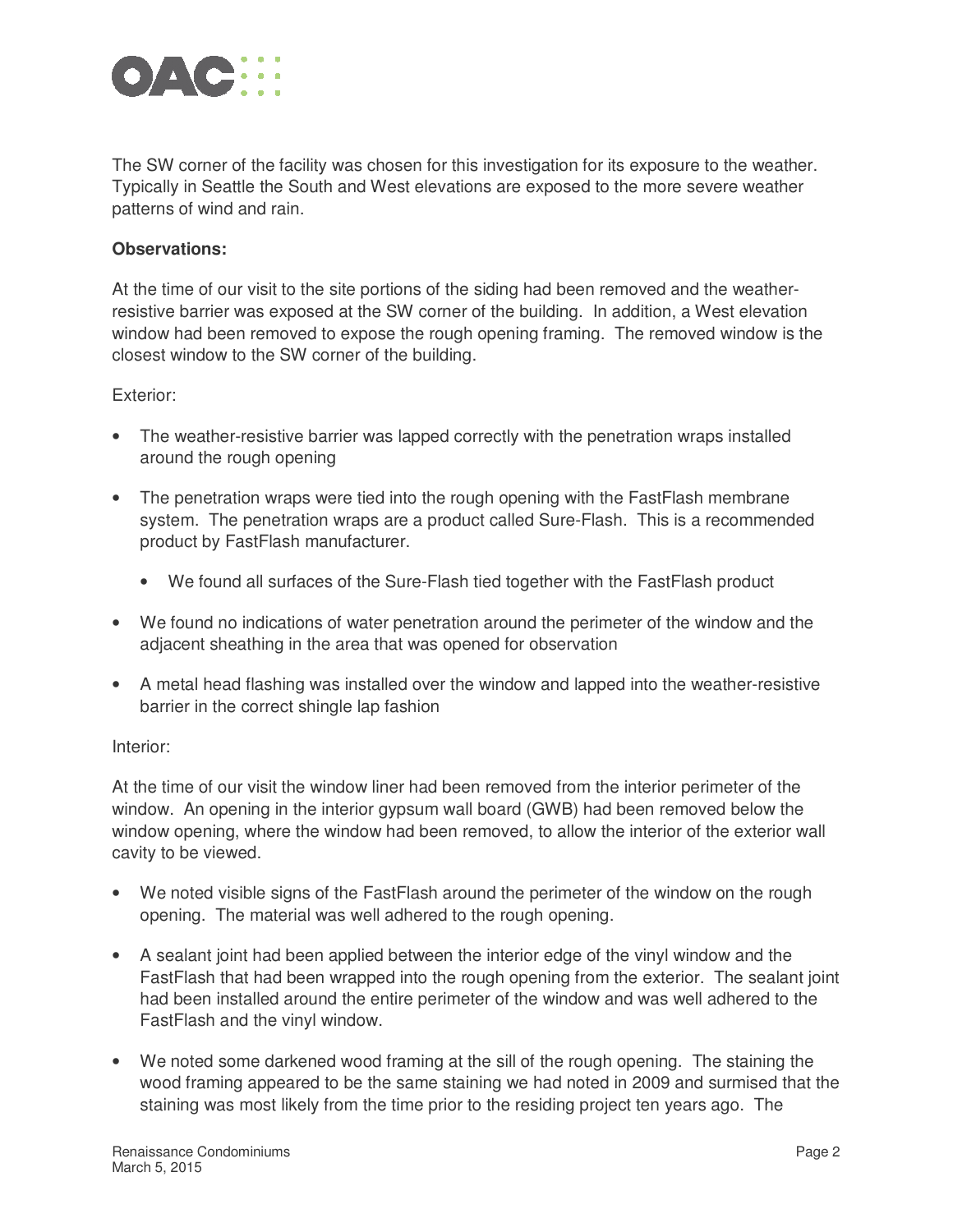The SW corner of the facility was chosen for this investigation for its exposure to the weather. Typically in Seattle the South and West elevations are exposed to the more severe weather patterns of wind and rain.

**Observations:**

At the time of our visit to the site portions of the siding had been removed and the weather-resistive barrier was exposed at the SW corner of the building. In addition, a West elevation window had been removed to expose the rough opening framing. The removed window is the closest window to the SW corner of the building.

Exterior:

- The weather-resistive barrier was lapped correctly with the penetration wraps installed around the rough opening
- The penetration wraps were tied into the rough opening with the FastFlash membrane system. The penetration wraps are a product called Sure-Flash. This is a recommended product by FastFlash manufacturer.
  - We found all surfaces of the Sure-Flash tied together with the FastFlash product
- We found no indications of water penetration around the perimeter of the window and the adjacent sheathing in the area that was opened for observation
- A metal head flashing was installed over the window and lapped into the weather-resistive barrier in the correct shingle lap fashion

Interior:

At the time of our visit the window liner had been removed from the interior perimeter of the window. An opening in the interior gypsum wall board (GWB) had been removed below the window opening, where the window had been removed, to allow the interior of the exterior wall cavity to be viewed.

- We noted visible signs of the FastFlash around the perimeter of the window on the rough opening. The material was well adhered to the rough opening.
- A sealant joint had been applied between the interior edge of the vinyl window and the FastFlash that had been wrapped into the rough opening from the exterior. The sealant joint had been installed around the entire perimeter of the window and was well adhered to the FastFlash and the vinyl window.
- We noted some darkened wood framing at the sill of the rough opening. The staining the wood framing appeared to be the same staining we had noted in 2009 and surmised that the staining was most likely from the time prior to the residing project ten years ago. The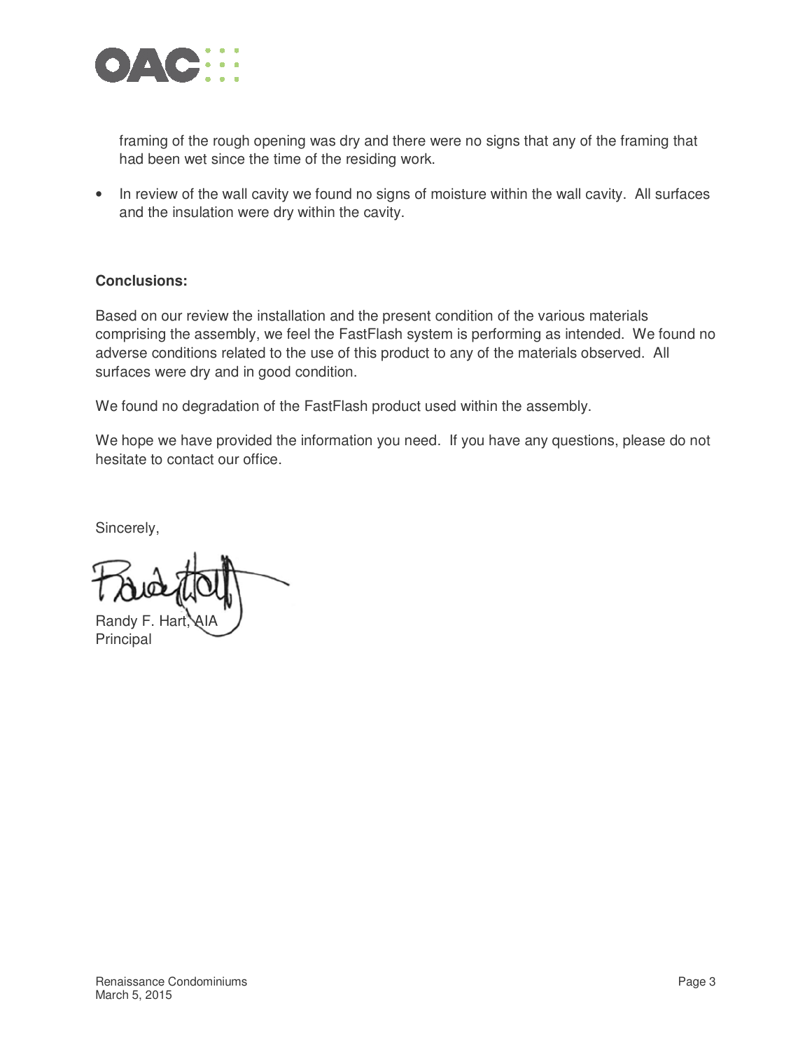framing of the rough opening was dry and there were no signs that any of the framing that had been wet since the time of the residing work.

- In review of the wall cavity we found no signs of moisture within the wall cavity. All surfaces and the insulation were dry within the cavity.

**Conclusions:**

Based on our review the installation and the present condition of the various materials comprising the assembly, we feel the FastFlash system is performing as intended. We found no adverse conditions related to the use of this product to any of the materials observed. All surfaces were dry and in good condition.

We found no degradation of the FastFlash product used within the assembly.

We hope we have provided the information you need. If you have any questions, please do not hesitate to contact our office.

Sincerely,

Randy F. Hart, AIA
Principal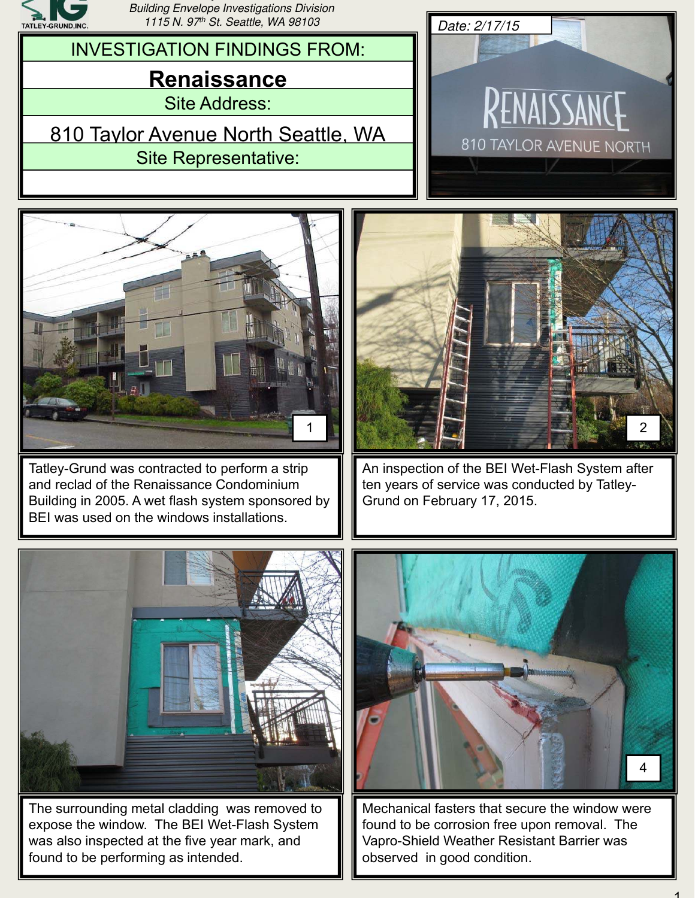Building Envelope Investigations Division
1115 N. 97th St. Seattle, WA 98103

# INVESTIGATION FINDINGS FROM:

## Renaissance

Site Address:

810 Taylor Avenue North Seattle, WA

Site Representative:

Date: 2/17/15

1

Tatley-Grund was contracted to perform a strip and reclad of the Renaissance Condominium Building in 2005. A wet flash system sponsored by BEI was used on the windows installations.

2

An inspection of the BEI Wet-Flash System after ten years of service was conducted by Tatley-Grund on February 17, 2015.

The surrounding metal cladding was removed to expose the window. The BEI Wet-Flash System was also inspected at the five year mark, and found to be performing as intended.

4

Mechanical fasters that secure the window were found to be corrosion free upon removal. The Vapro-Shield Weather Resistant Barrier was observed in good condition.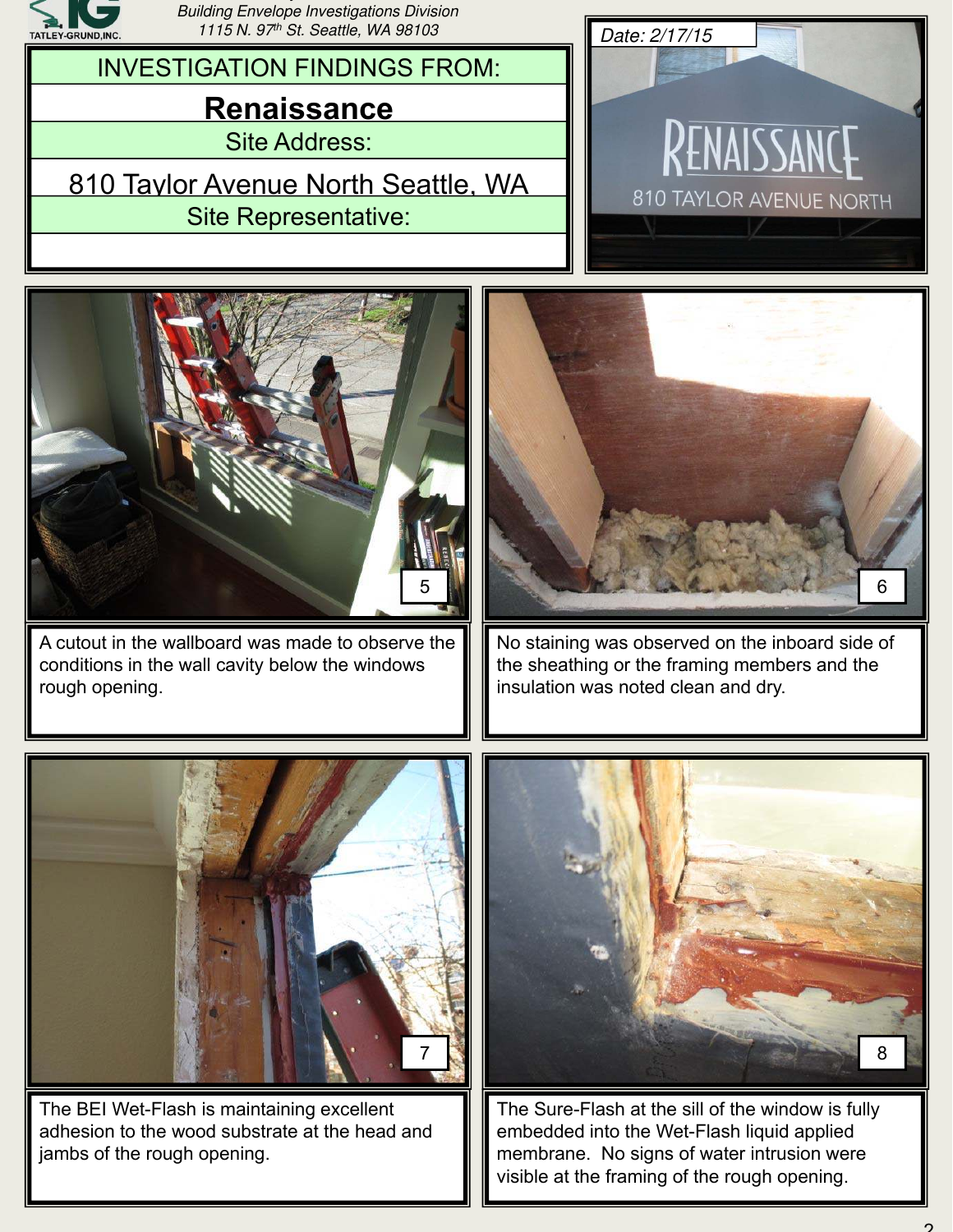Building Envelope Investigations Division
1115 N. 97th St. Seattle, WA 98103

# INVESTIGATION FINDINGS FROM:

## Renaissance

Site Address:

810 Taylor Avenue North Seattle, WA

Site Representative:

Date: 2/17/15

5

A cutout in the wallboard was made to observe the conditions in the wall cavity below the windows rough opening.

6

No staining was observed on the inboard side of the sheathing or the framing members and the insulation was noted clean and dry.

7

The BEI Wet-Flash is maintaining excellent adhesion to the wood substrate at the head and jambs of the rough opening.

8

The Sure-Flash at the sill of the window is fully embedded into the Wet-Flash liquid applied membrane. No signs of water intrusion were visible at the framing of the rough opening.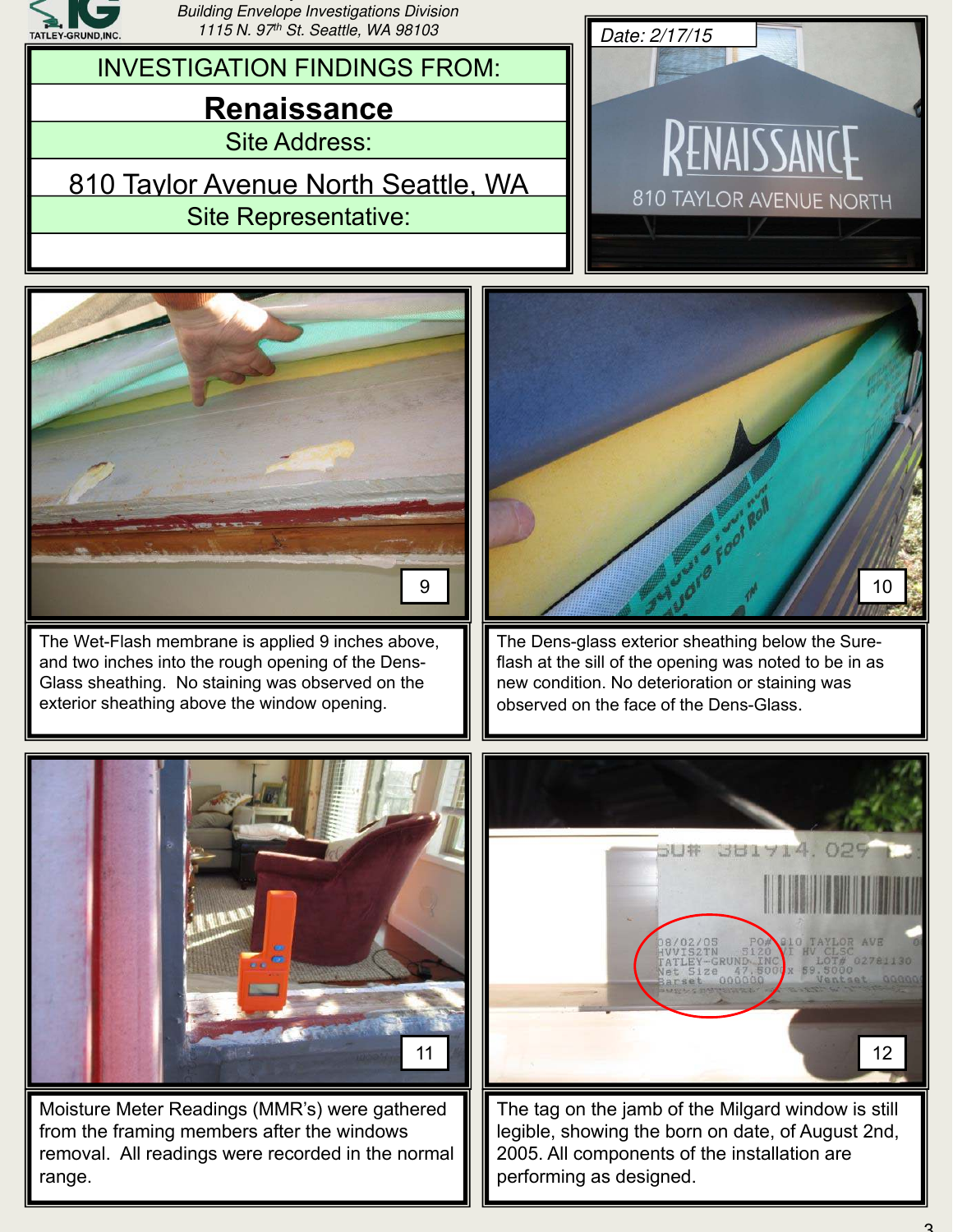TATLEY-GRUND,INC.

*Building Envelope Investigations Division*
*1115 N. 97th St. Seattle, WA 98103*

| INVESTIGATION FINDINGS FROM: |
|---|
| **Renaissance** |
| Site Address: |
| 810 Taylor Avenue North Seattle, WA |
| Site Representative: |
| |

*Date: 2/17/15*

9

The Wet-Flash membrane is applied 9 inches above, and two inches into the rough opening of the Dens-Glass sheathing. No staining was observed on the exterior sheathing above the window opening.

10

The Dens-glass exterior sheathing below the Sure-flash at the sill of the opening was noted to be in as new condition. No deterioration or staining was observed on the face of the Dens-Glass.

11

Moisture Meter Readings (MMR's) were gathered from the framing members after the windows removal. All readings were recorded in the normal range.

12

The tag on the jamb of the Milgard window is still legible, showing the born on date, of August 2nd, 2005. All components of the installation are performing as designed.